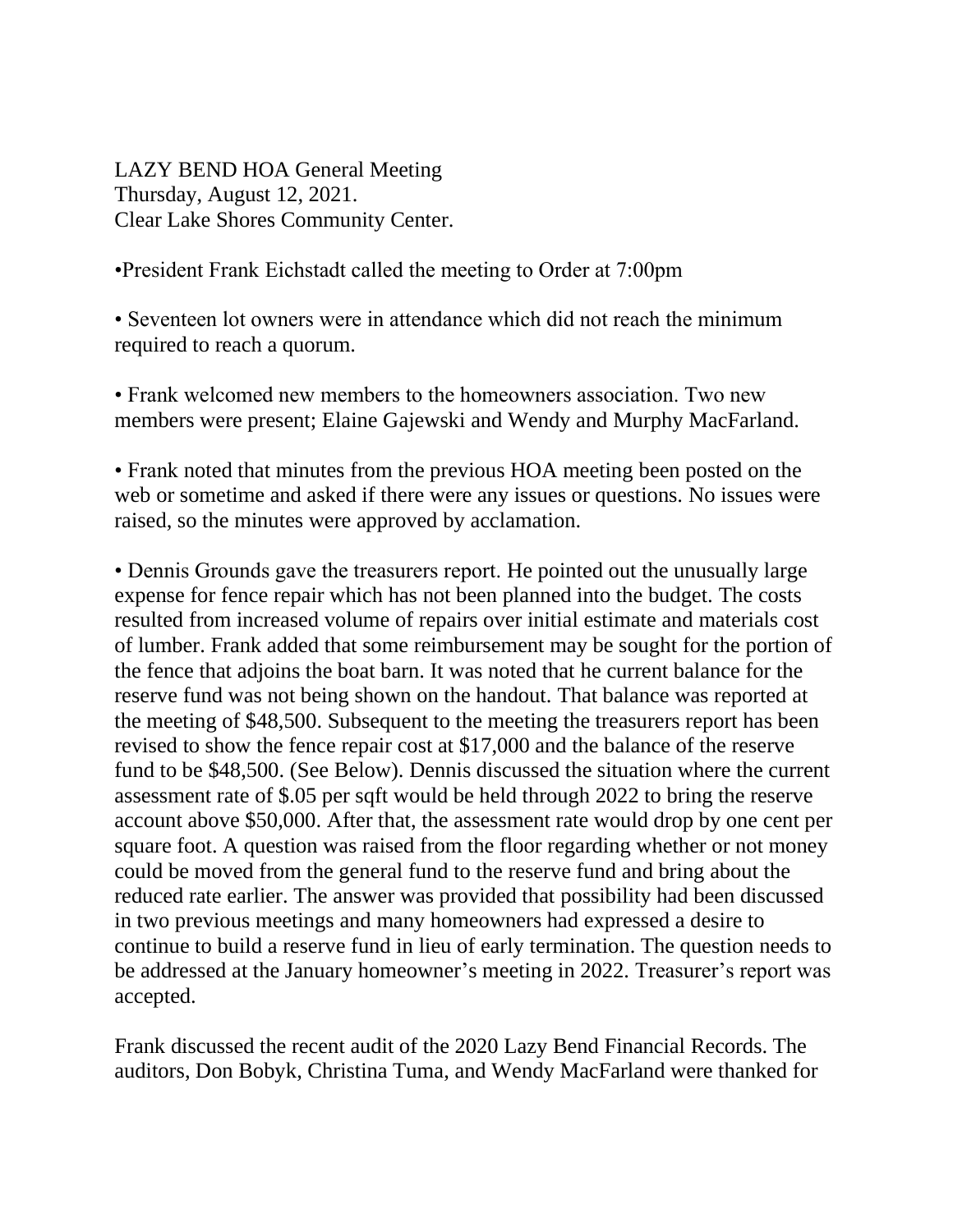LAZY BEND HOA General Meeting
Thursday, August 12, 2021.
Clear Lake Shores Community Center.

•President Frank Eichstadt called the meeting to Order at 7:00pm

• Seventeen lot owners were in attendance which did not reach the minimum required to reach a quorum.

• Frank welcomed new members to the homeowners association. Two new members were present; Elaine Gajewski and Wendy and Murphy MacFarland.

• Frank noted that minutes from the previous HOA meeting been posted on the web or sometime and asked if there were any issues or questions. No issues were raised, so the minutes were approved by acclamation.

• Dennis Grounds gave the treasurers report. He pointed out the unusually large expense for fence repair which has not been planned into the budget. The costs resulted from increased volume of repairs over initial estimate and materials cost of lumber. Frank added that some reimbursement may be sought for the portion of the fence that adjoins the boat barn. It was noted that he current balance for the reserve fund was not being shown on the handout. That balance was reported at the meeting of $48,500. Subsequent to the meeting the treasurers report has been revised to show the fence repair cost at $17,000 and the balance of the reserve fund to be $48,500. (See Below). Dennis discussed the situation where the current assessment rate of $.05 per sqft would be held through 2022 to bring the reserve account above $50,000. After that, the assessment rate would drop by one cent per square foot. A question was raised from the floor regarding whether or not money could be moved from the general fund to the reserve fund and bring about the reduced rate earlier. The answer was provided that possibility had been discussed in two previous meetings and many homeowners had expressed a desire to continue to build a reserve fund in lieu of early termination. The question needs to be addressed at the January homeowner's meeting in 2022. Treasurer's report was accepted.

Frank discussed the recent audit of the 2020 Lazy Bend Financial Records. The auditors, Don Bobyk, Christina Tuma, and Wendy MacFarland were thanked for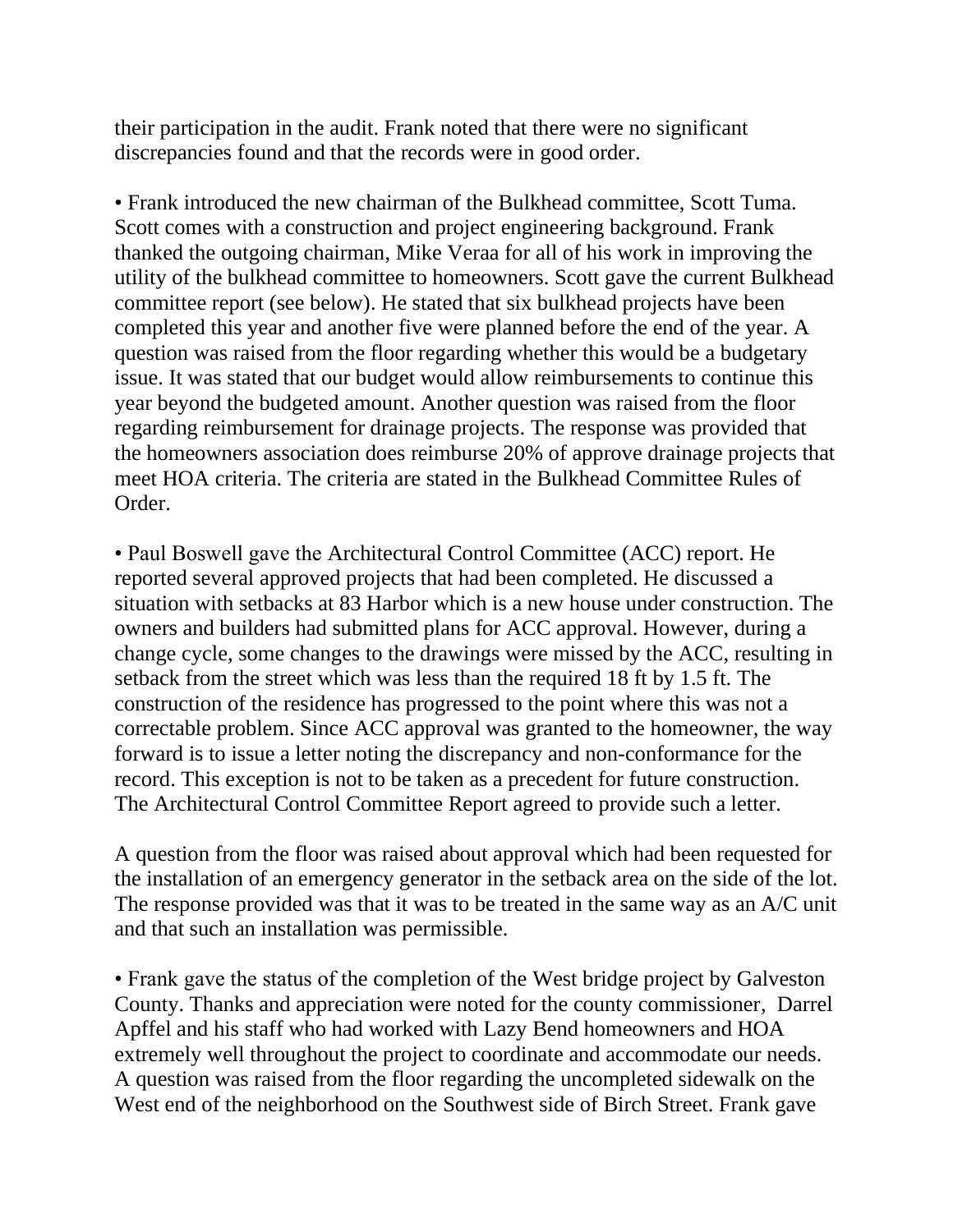their participation in the audit. Frank noted that there were no significant discrepancies found and that the records were in good order.

• Frank introduced the new chairman of the Bulkhead committee, Scott Tuma. Scott comes with a construction and project engineering background. Frank thanked the outgoing chairman, Mike Veraa for all of his work in improving the utility of the bulkhead committee to homeowners. Scott gave the current Bulkhead committee report (see below). He stated that six bulkhead projects have been completed this year and another five were planned before the end of the year. A question was raised from the floor regarding whether this would be a budgetary issue. It was stated that our budget would allow reimbursements to continue this year beyond the budgeted amount. Another question was raised from the floor regarding reimbursement for drainage projects. The response was provided that the homeowners association does reimburse 20% of approve drainage projects that meet HOA criteria. The criteria are stated in the Bulkhead Committee Rules of Order.

• Paul Boswell gave the Architectural Control Committee (ACC) report. He reported several approved projects that had been completed. He discussed a situation with setbacks at 83 Harbor which is a new house under construction. The owners and builders had submitted plans for ACC approval. However, during a change cycle, some changes to the drawings were missed by the ACC, resulting in setback from the street which was less than the required 18 ft by 1.5 ft. The construction of the residence has progressed to the point where this was not a correctable problem. Since ACC approval was granted to the homeowner, the way forward is to issue a letter noting the discrepancy and non-conformance for the record. This exception is not to be taken as a precedent for future construction. The Architectural Control Committee Report agreed to provide such a letter.

A question from the floor was raised about approval which had been requested for the installation of an emergency generator in the setback area on the side of the lot. The response provided was that it was to be treated in the same way as an A/C unit and that such an installation was permissible.

• Frank gave the status of the completion of the West bridge project by Galveston County. Thanks and appreciation were noted for the county commissioner, Darrel Apffel and his staff who had worked with Lazy Bend homeowners and HOA extremely well throughout the project to coordinate and accommodate our needs. A question was raised from the floor regarding the uncompleted sidewalk on the West end of the neighborhood on the Southwest side of Birch Street. Frank gave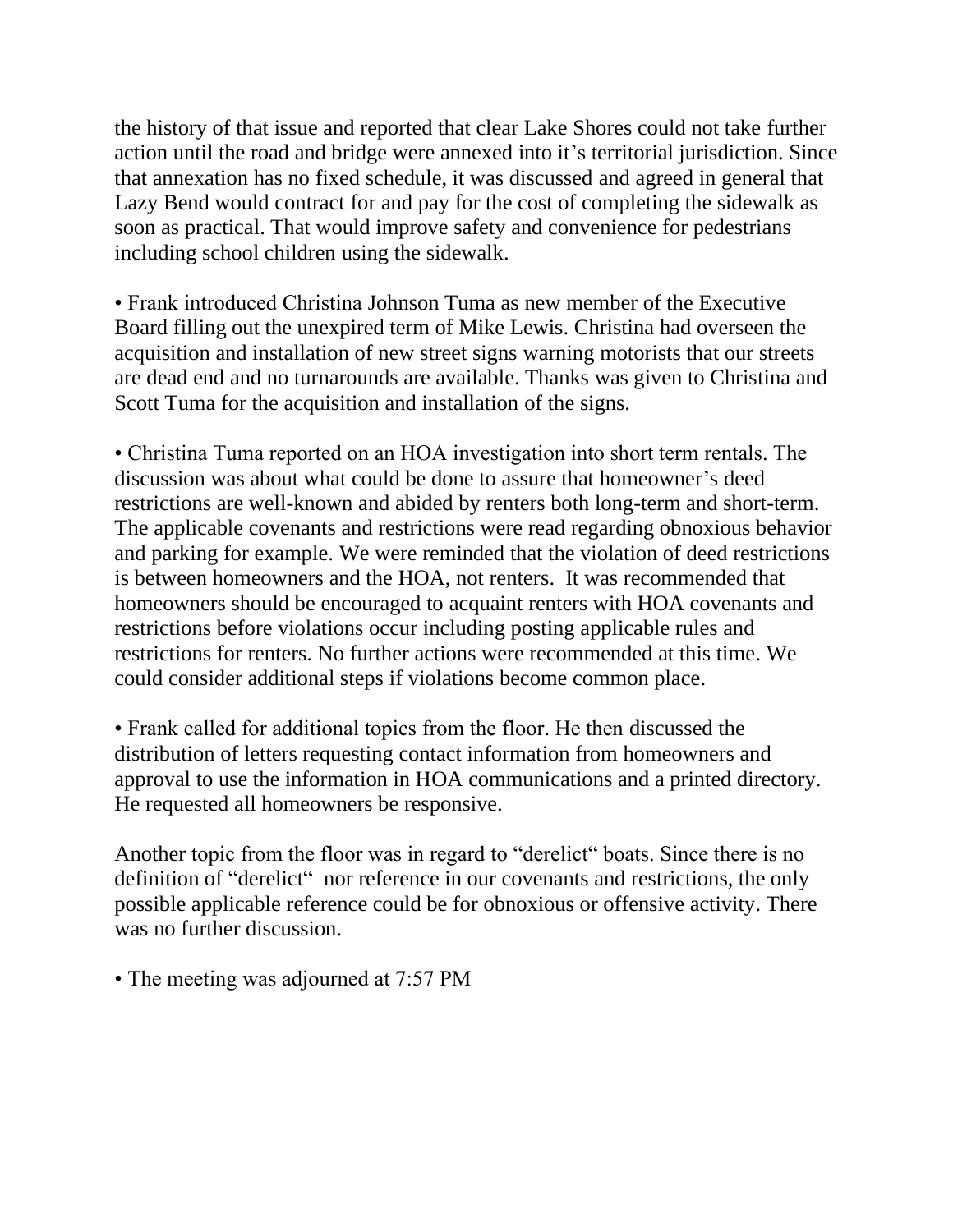the history of that issue and reported that clear Lake Shores could not take further action until the road and bridge were annexed into it's territorial jurisdiction. Since that annexation has no fixed schedule, it was discussed and agreed in general that Lazy Bend would contract for and pay for the cost of completing the sidewalk as soon as practical. That would improve safety and convenience for pedestrians including school children using the sidewalk.

• Frank introduced Christina Johnson Tuma as new member of the Executive Board filling out the unexpired term of Mike Lewis. Christina had overseen the acquisition and installation of new street signs warning motorists that our streets are dead end and no turnarounds are available. Thanks was given to Christina and Scott Tuma for the acquisition and installation of the signs.

• Christina Tuma reported on an HOA investigation into short term rentals. The discussion was about what could be done to assure that homeowner's deed restrictions are well-known and abided by renters both long-term and short-term. The applicable covenants and restrictions were read regarding obnoxious behavior and parking for example. We were reminded that the violation of deed restrictions is between homeowners and the HOA, not renters. It was recommended that homeowners should be encouraged to acquaint renters with HOA covenants and restrictions before violations occur including posting applicable rules and restrictions for renters. No further actions were recommended at this time. We could consider additional steps if violations become common place.

• Frank called for additional topics from the floor. He then discussed the distribution of letters requesting contact information from homeowners and approval to use the information in HOA communications and a printed directory. He requested all homeowners be responsive.

Another topic from the floor was in regard to "derelict" boats. Since there is no definition of "derelict" nor reference in our covenants and restrictions, the only possible applicable reference could be for obnoxious or offensive activity. There was no further discussion.

• The meeting was adjourned at 7:57 PM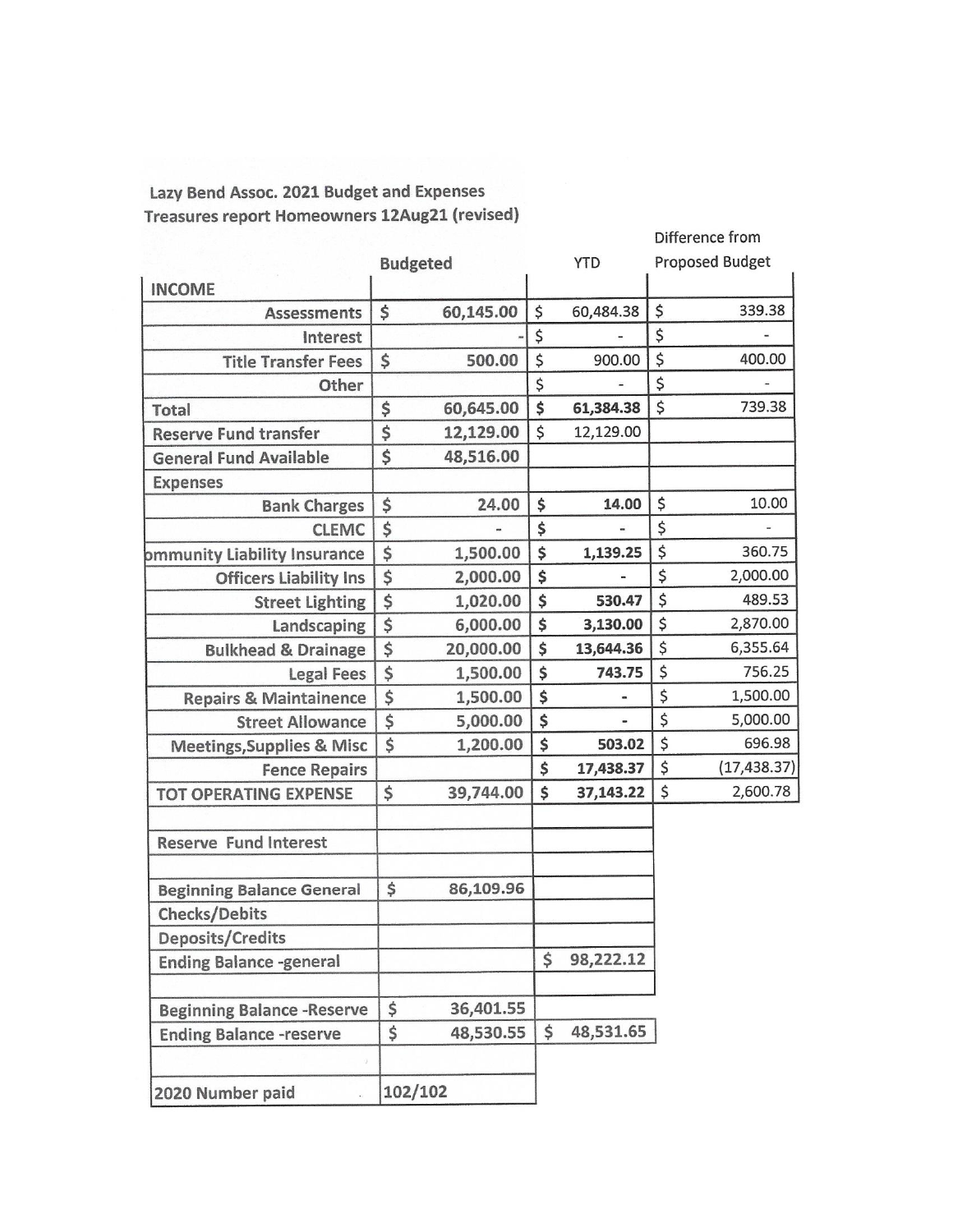Lazy Bend Assoc. 2021 Budget and Expenses
Treasures report Homeowners 12Aug21 (revised)

| | Budgeted | YTD | Difference from Proposed Budget |
|---|---|---|---|
| **INCOME** | | | |
| Assessments | $ 60,145.00 | $ 60,484.38 | $ 339.38 |
| Interest | - | $ - | $ - |
| Title Transfer Fees | $ 500.00 | $ 900.00 | $ 400.00 |
| Other | | $ - | $ - |
| **Total** | $ 60,645.00 | **$ 61,384.38** | $ 739.38 |
| **Reserve Fund transfer** | $ 12,129.00 | $ 12,129.00 | |
| **General Fund Available** | **$ 48,516.00** | | |
| **Expenses** | | | |
| Bank Charges | $ 24.00 | **$ 14.00** | $ 10.00 |
| CLEMC | $ - | $ - | $ - |
| ommunity Liability Insurance | $ 1,500.00 | **$ 1,139.25** | $ 360.75 |
| Officers Liability Ins | $ 2,000.00 | $ - | $ 2,000.00 |
| Street Lighting | $ 1,020.00 | **$ 530.47** | $ 489.53 |
| Landscaping | $ 6,000.00 | **$ 3,130.00** | $ 2,870.00 |
| Bulkhead & Drainage | $ 20,000.00 | **$ 13,644.36** | $ 6,355.64 |
| Legal Fees | $ 1,500.00 | **$ 743.75** | $ 756.25 |
| Repairs & Maintainence | $ 1,500.00 | $ - | $ 1,500.00 |
| Street Allowance | $ 5,000.00 | $ - | $ 5,000.00 |
| Meetings,Supplies & Misc | $ 1,200.00 | **$ 503.02** | $ 696.98 |
| Fence Repairs | | **$ 17,438.37** | $ (17,438.37) |
| **TOT OPERATING EXPENSE** | $ 39,744.00 | **$ 37,143.22** | $ 2,600.78 |
| | | | |
| **Reserve Fund Interest** | | | |
| | | | |
| **Beginning Balance General** | $ 86,109.96 | | |
| **Checks/Debits** | | | |
| **Deposits/Credits** | | | |
| **Ending Balance -general** | | $ 98,222.12 | |
| | | | |
| **Beginning Balance -Reserve** | $ 36,401.55 | | |
| **Ending Balance -reserve** | $ 48,530.55 | $ 48,531.65 | |
| | | | |
| **2020 Number paid** | 102/102 | | |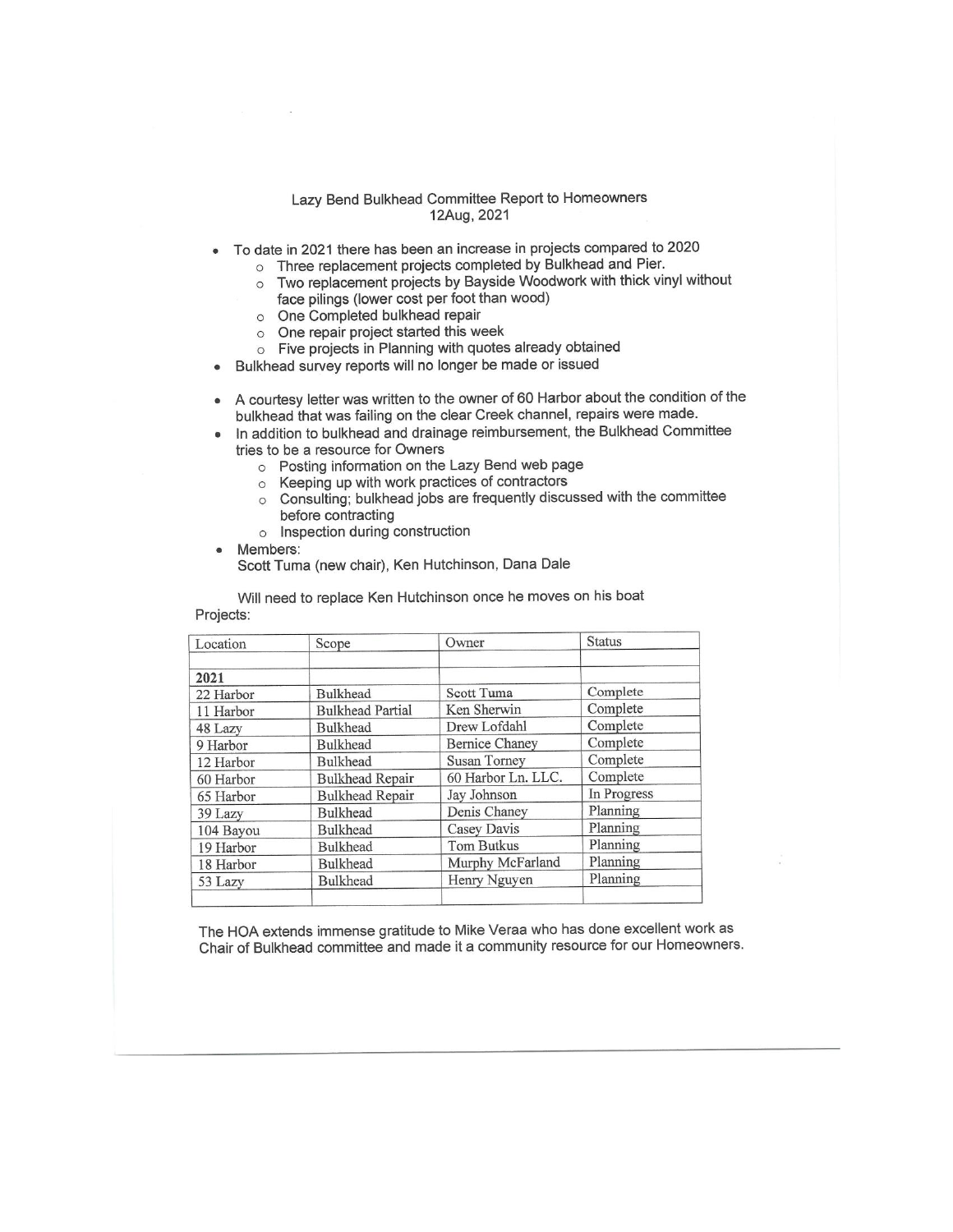# Lazy Bend Bulkhead Committee Report to Homeowners
12Aug, 2021

- To date in 2021 there has been an increase in projects compared to 2020
  - Three replacement projects completed by Bulkhead and Pier.
  - Two replacement projects by Bayside Woodwork with thick vinyl without face pilings (lower cost per foot than wood)
  - One Completed bulkhead repair
  - One repair project started this week
  - Five projects in Planning with quotes already obtained
- Bulkhead survey reports will no longer be made or issued
- A courtesy letter was written to the owner of 60 Harbor about the condition of the bulkhead that was failing on the clear Creek channel, repairs were made.
- In addition to bulkhead and drainage reimbursement, the Bulkhead Committee tries to be a resource for Owners
  - Posting information on the Lazy Bend web page
  - Keeping up with work practices of contractors
  - Consulting; bulkhead jobs are frequently discussed with the committee before contracting
  - Inspection during construction
- Members:
  Scott Tuma (new chair), Ken Hutchinson, Dana Dale

  Will need to replace Ken Hutchinson once he moves on his boat

Projects:

| Location | Scope | Owner | Status |
|---|---|---|---|
| | | | |
| **2021** | | | |
| 22 Harbor | Bulkhead | Scott Tuma | Complete |
| 11 Harbor | Bulkhead Partial | Ken Sherwin | Complete |
| 48 Lazy | Bulkhead | Drew Lofdahl | Complete |
| 9 Harbor | Bulkhead | Bernice Chaney | Complete |
| 12 Harbor | Bulkhead | Susan Torney | Complete |
| 60 Harbor | Bulkhead Repair | 60 Harbor Ln. LLC. | Complete |
| 65 Harbor | Bulkhead Repair | Jay Johnson | In Progress |
| 39 Lazy | Bulkhead | Denis Chaney | Planning |
| 104 Bayou | Bulkhead | Casey Davis | Planning |
| 19 Harbor | Bulkhead | Tom Butkus | Planning |
| 18 Harbor | Bulkhead | Murphy McFarland | Planning |
| 53 Lazy | Bulkhead | Henry Nguyen | Planning |
| | | | |

The HOA extends immense gratitude to Mike Veraa who has done excellent work as Chair of Bulkhead committee and made it a community resource for our Homeowners.